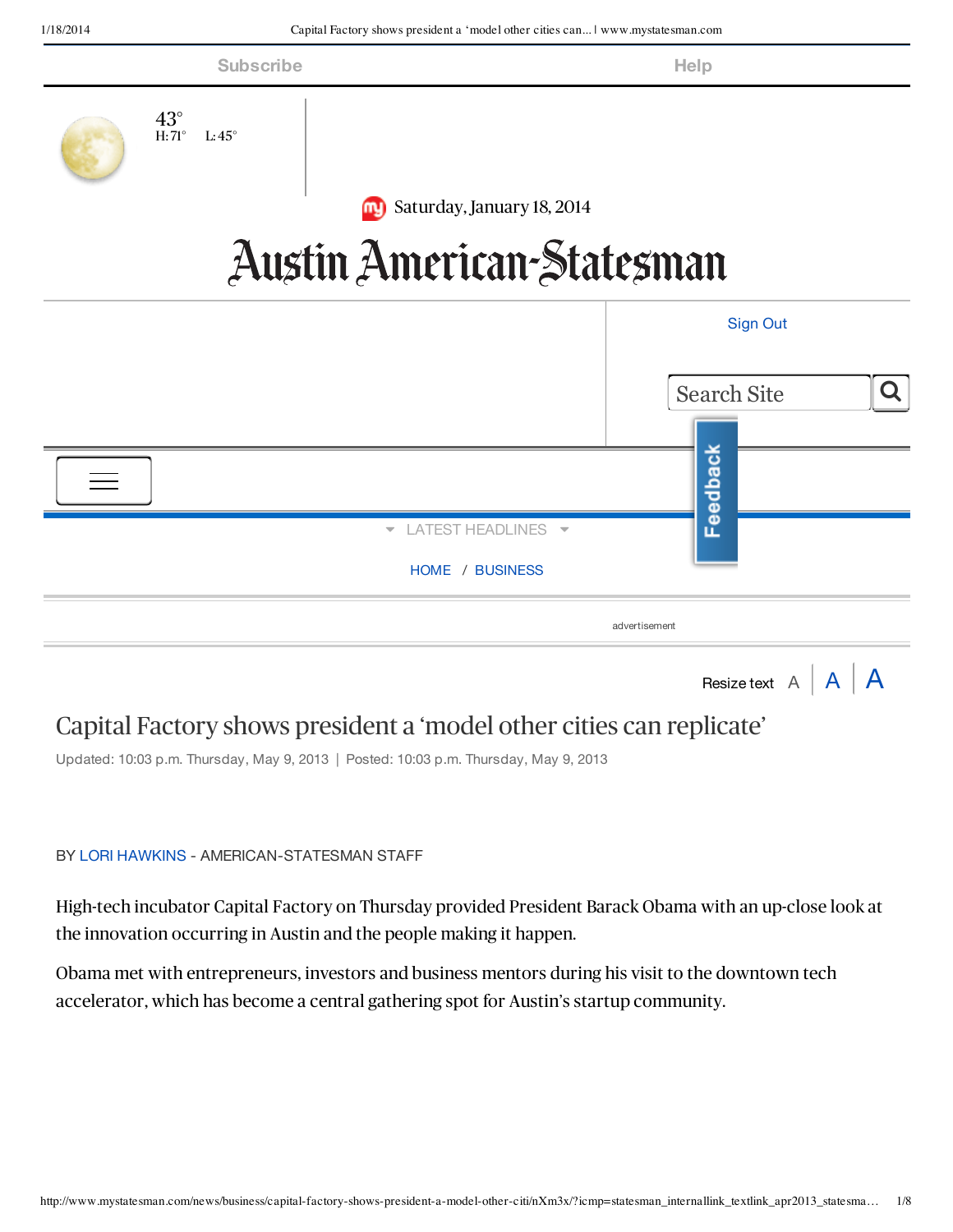Subscribe Help

43°
H: 71° L: 45°

Saturday, January 18, 2014

# Austin American-Statesman

Sign Out

Search Site

Feedback

LATEST HEADLINES

HOME / BUSINESS

advertisement

Resize text A | A | A

## Capital Factory shows president a 'model other cities can replicate'

Updated: 10:03 p.m. Thursday, May 9, 2013 | Posted: 10:03 p.m. Thursday, May 9, 2013

BY LORI HAWKINS - AMERICAN-STATESMAN STAFF

High-tech incubator Capital Factory on Thursday provided President Barack Obama with an up-close look at the innovation occurring in Austin and the people making it happen.

Obama met with entrepreneurs, investors and business mentors during his visit to the downtown tech accelerator, which has become a central gathering spot for Austin's startup community.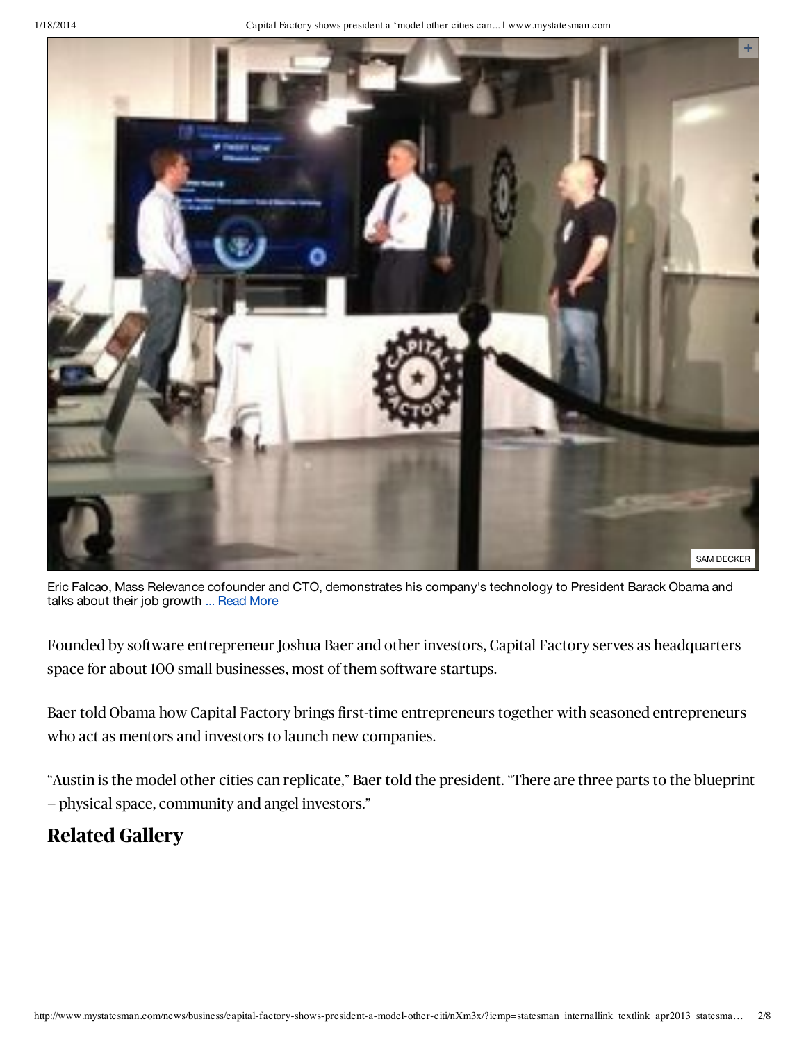SAM DECKER

Eric Falcao, Mass Relevance cofounder and CTO, demonstrates his company's technology to President Barack Obama and talks about their job growth ... Read More

Founded by software entrepreneur Joshua Baer and other investors, Capital Factory serves as headquarters space for about 100 small businesses, most of them software startups.

Baer told Obama how Capital Factory brings first-time entrepreneurs together with seasoned entrepreneurs who act as mentors and investors to launch new companies.

"Austin is the model other cities can replicate," Baer told the president. "There are three parts to the blueprint – physical space, community and angel investors."

## Related Gallery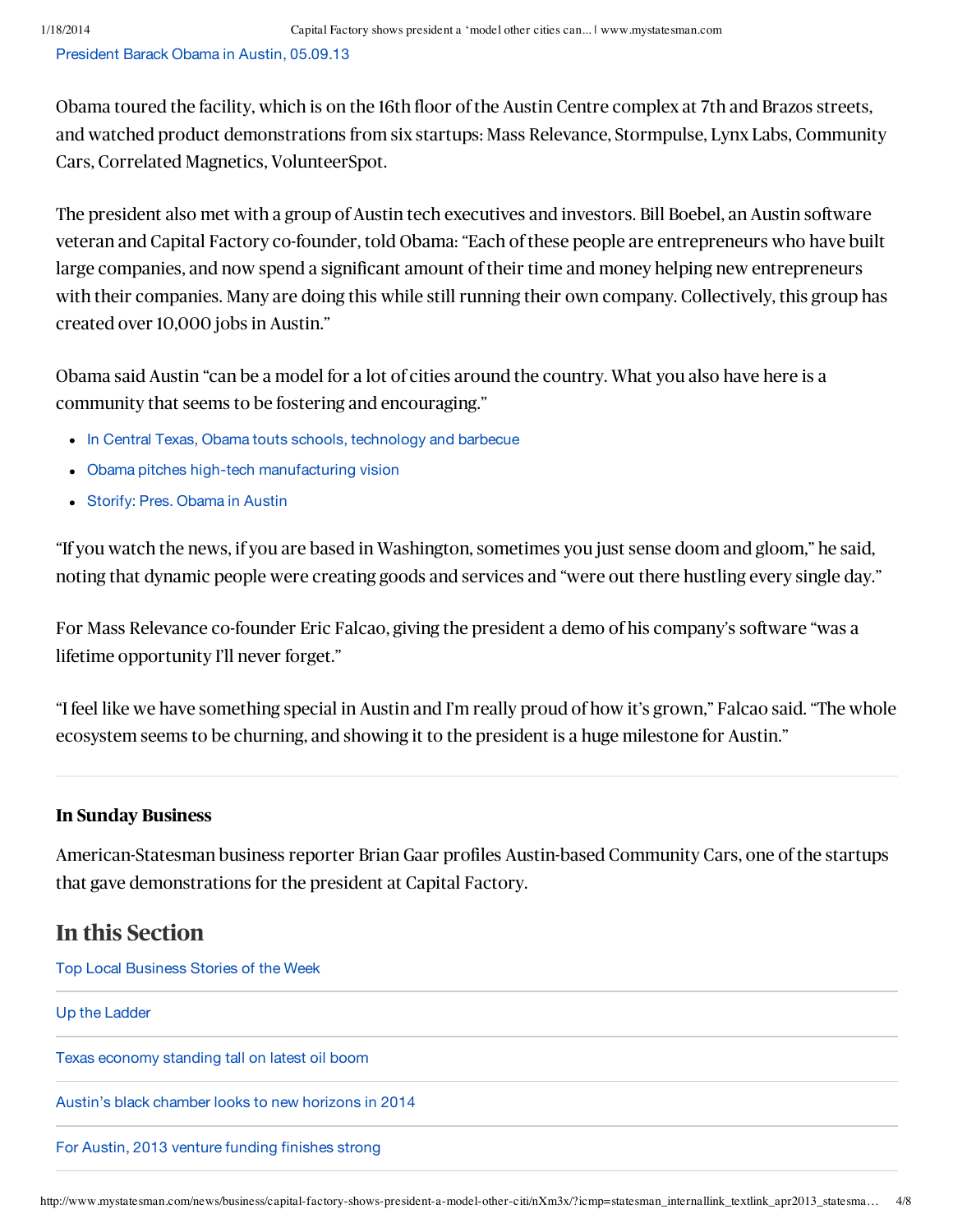President Barack Obama in Austin, 05.09.13

Obama toured the facility, which is on the 16th floor of the Austin Centre complex at 7th and Brazos streets, and watched product demonstrations from six startups: Mass Relevance, Stormpulse, Lynx Labs, Community Cars, Correlated Magnetics, VolunteerSpot.

The president also met with a group of Austin tech executives and investors. Bill Boebel, an Austin software veteran and Capital Factory co-founder, told Obama: "Each of these people are entrepreneurs who have built large companies, and now spend a significant amount of their time and money helping new entrepreneurs with their companies. Many are doing this while still running their own company. Collectively, this group has created over 10,000 jobs in Austin."

Obama said Austin "can be a model for a lot of cities around the country. What you also have here is a community that seems to be fostering and encouraging."

- In Central Texas, Obama touts schools, technology and barbecue
- Obama pitches high-tech manufacturing vision
- Storify: Pres. Obama in Austin

"If you watch the news, if you are based in Washington, sometimes you just sense doom and gloom," he said, noting that dynamic people were creating goods and services and "were out there hustling every single day."

For Mass Relevance co-founder Eric Falcao, giving the president a demo of his company's software "was a lifetime opportunity I'll never forget."

"I feel like we have something special in Austin and I'm really proud of how it's grown," Falcao said. "The whole ecosystem seems to be churning, and showing it to the president is a huge milestone for Austin."

---

**In Sunday Business**

American-Statesman business reporter Brian Gaar profiles Austin-based Community Cars, one of the startups that gave demonstrations for the president at Capital Factory.

## In this Section

Top Local Business Stories of the Week

Up the Ladder

Texas economy standing tall on latest oil boom

Austin's black chamber looks to new horizons in 2014

For Austin, 2013 venture funding finishes strong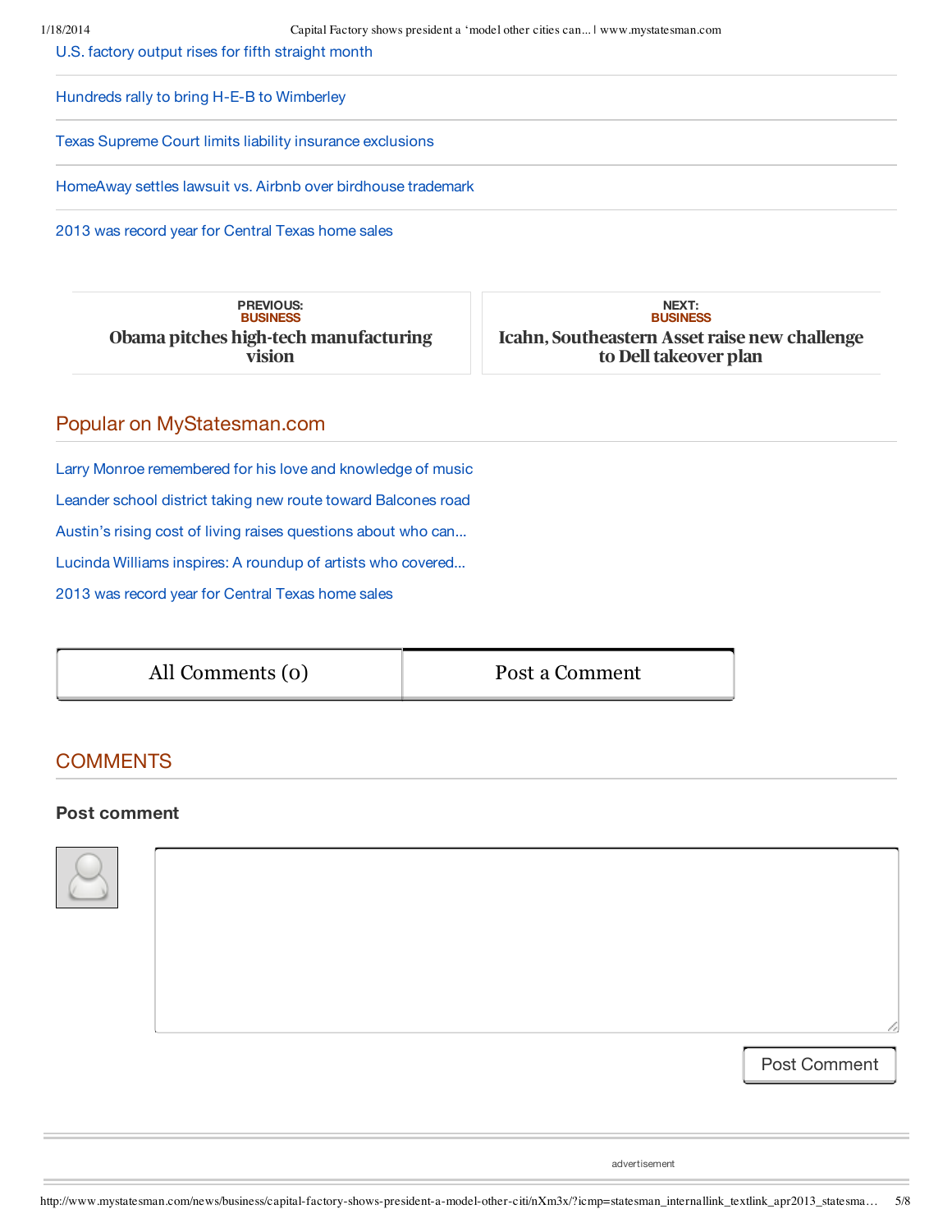U.S. factory output rises for fifth straight month

Hundreds rally to bring H-E-B to Wimberley

Texas Supreme Court limits liability insurance exclusions

HomeAway settles lawsuit vs. Airbnb over birdhouse trademark

2013 was record year for Central Texas home sales

| PREVIOUS: BUSINESS | NEXT: BUSINESS |
|---|---|
| **Obama pitches high-tech manufacturing vision** | **Icahn, Southeastern Asset raise new challenge to Dell takeover plan** |

## Popular on MyStatesman.com

Larry Monroe remembered for his love and knowledge of music

Leander school district taking new route toward Balcones road

Austin's rising cost of living raises questions about who can...

Lucinda Williams inspires: A roundup of artists who covered...

2013 was record year for Central Texas home sales

All Comments (0) | Post a Comment

## COMMENTS

### Post comment

Post Comment

advertisement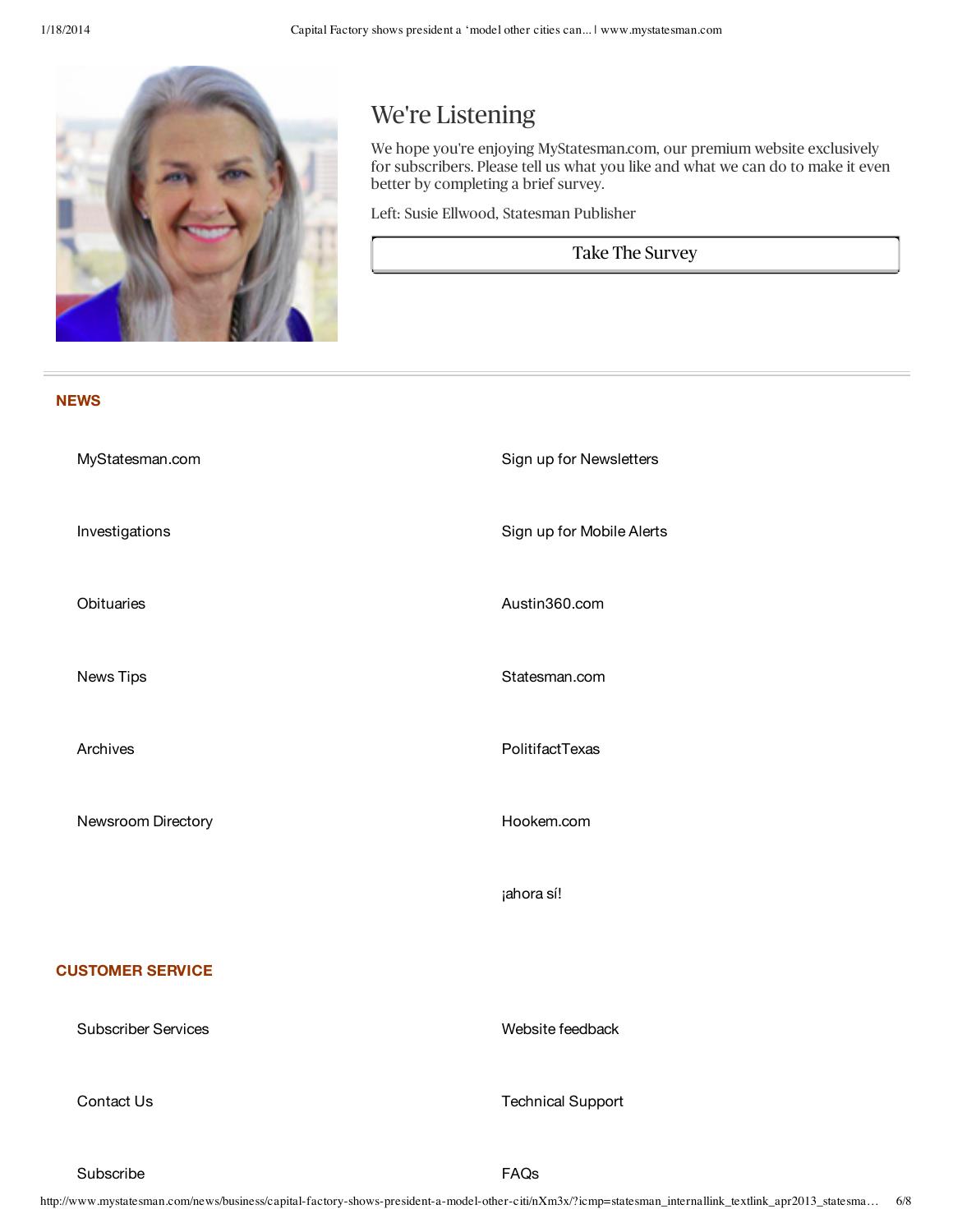## We're Listening

We hope you're enjoying MyStatesman.com, our premium website exclusively for subscribers. Please tell us what you like and what we can do to make it even better by completing a brief survey.

Left: Susie Ellwood, Statesman Publisher

Take The Survey

---

**NEWS**

- MyStatesman.com
- Investigations
- Obituaries
- News Tips
- Archives
- Newsroom Directory
- Sign up for Newsletters
- Sign up for Mobile Alerts
- Austin360.com
- Statesman.com
- PolitifactTexas
- Hookem.com
- ¡ahora sí!

**CUSTOMER SERVICE**

- Subscriber Services
- Contact Us
- Subscribe
- Website feedback
- Technical Support
- FAQs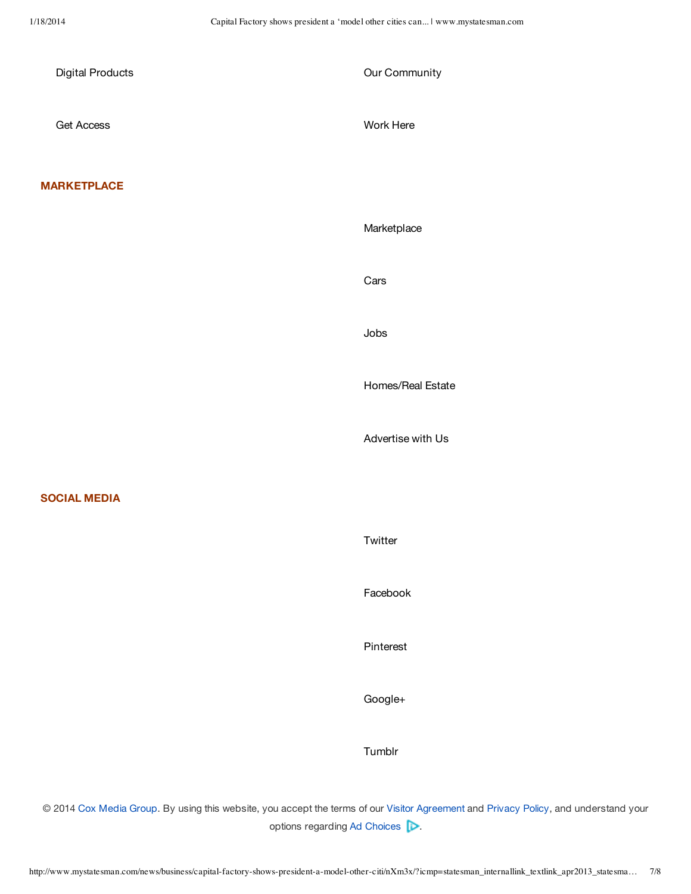Digital Products

Our Community

Get Access

Work Here

## MARKETPLACE

Marketplace

Cars

Jobs

Homes/Real Estate

Advertise with Us

## SOCIAL MEDIA

Twitter

Facebook

Pinterest

Google+

Tumblr

© 2014 Cox Media Group. By using this website, you accept the terms of our Visitor Agreement and Privacy Policy, and understand your options regarding Ad Choices.